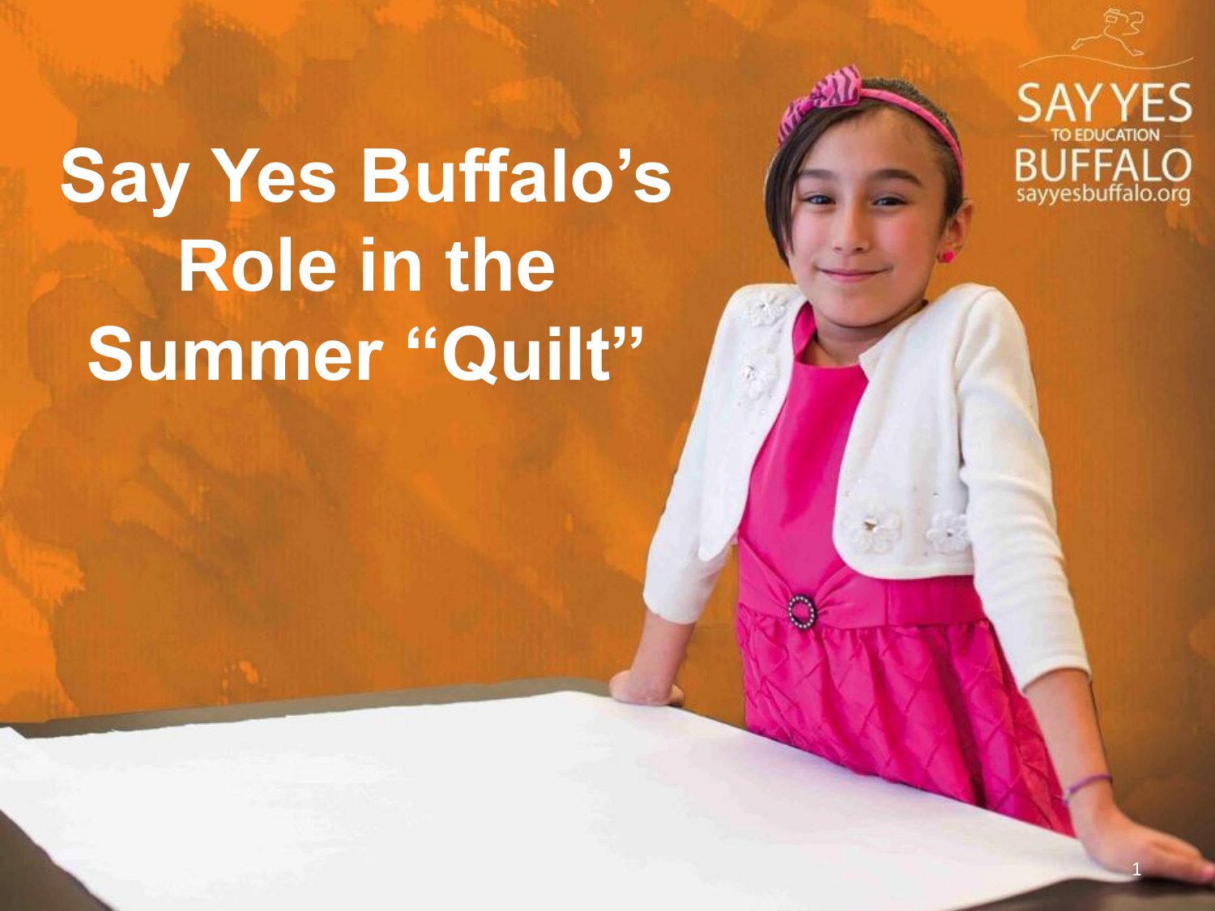# Say Yes Buffalo's Role in the Summer "Quilt"

SAY YES TO EDUCATION BUFFALO
sayyesbuffalo.org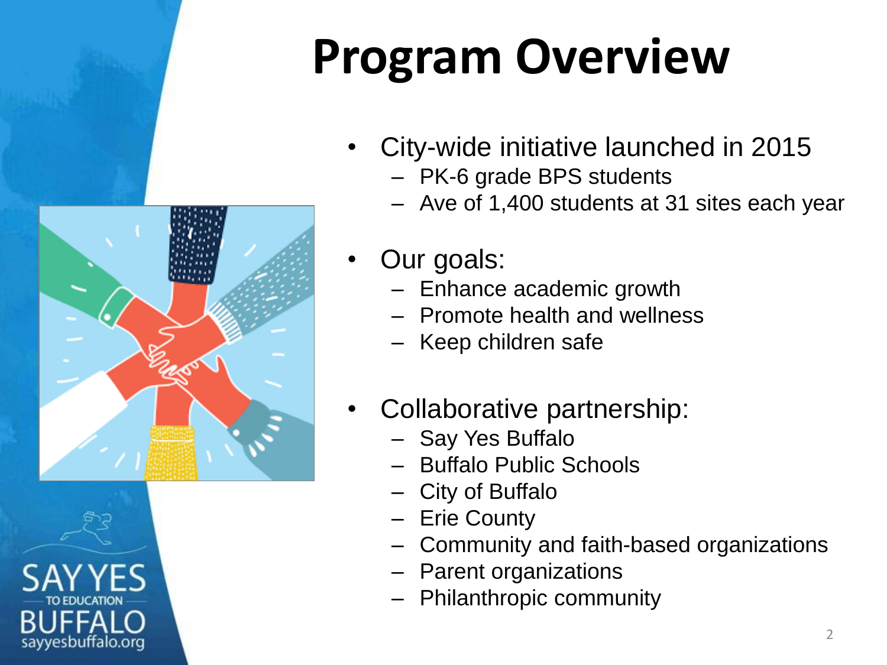# Program Overview

- City-wide initiative launched in 2015
  - PK-6 grade BPS students
  - Ave of 1,400 students at 31 sites each year
- Our goals:
  - Enhance academic growth
  - Promote health and wellness
  - Keep children safe
- Collaborative partnership:
  - Say Yes Buffalo
  - Buffalo Public Schools
  - City of Buffalo
  - Erie County
  - Community and faith-based organizations
  - Parent organizations
  - Philanthropic community

SAY YES TO EDUCATION BUFFALO
sayyesbuffalo.org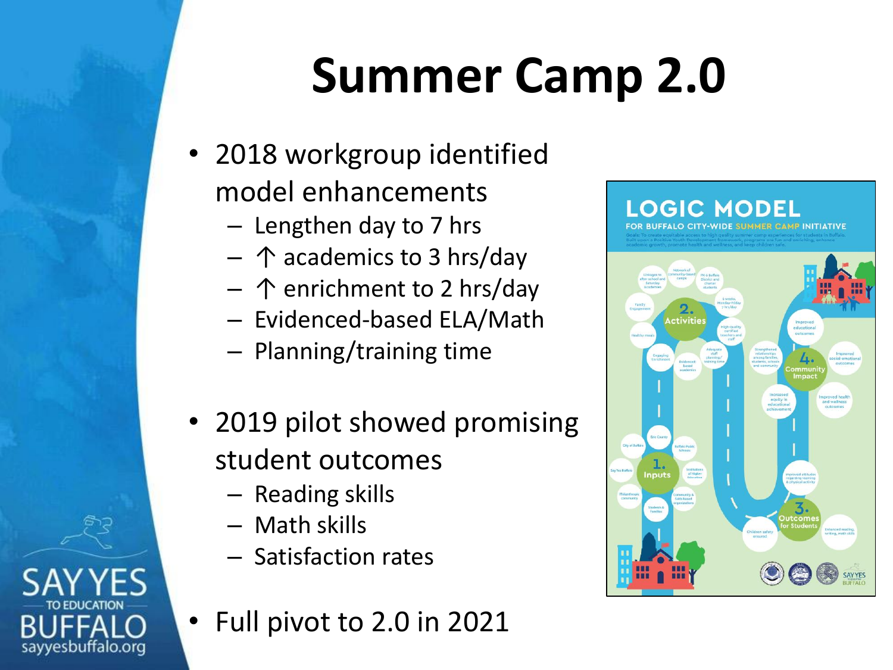# Summer Camp 2.0

- 2018 workgroup identified model enhancements
  - Lengthen day to 7 hrs
  - ↑ academics to 3 hrs/day
  - ↑ enrichment to 2 hrs/day
  - Evidenced-based ELA/Math
  - Planning/training time
- 2019 pilot showed promising student outcomes
  - Reading skills
  - Math skills
  - Satisfaction rates
- Full pivot to 2.0 in 2021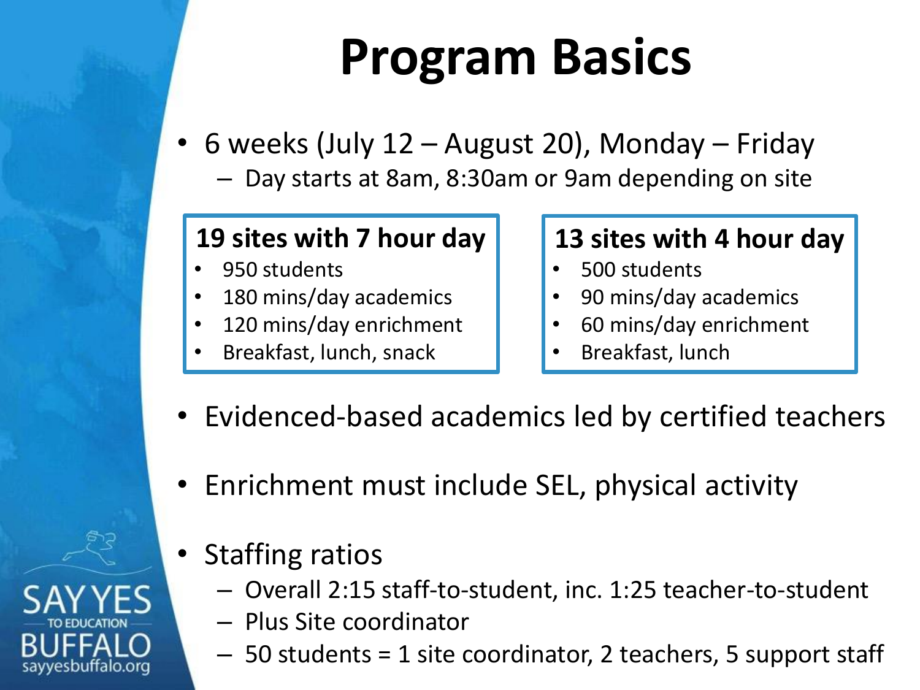# Program Basics

- 6 weeks (July 12 – August 20), Monday – Friday
  - Day starts at 8am, 8:30am or 9am depending on site

**19 sites with 7 hour day**

- 950 students
- 180 mins/day academics
- 120 mins/day enrichment
- Breakfast, lunch, snack

**13 sites with 4 hour day**

- 500 students
- 90 mins/day academics
- 60 mins/day enrichment
- Breakfast, lunch

- Evidenced-based academics led by certified teachers
- Enrichment must include SEL, physical activity
- Staffing ratios
  - Overall 2:15 staff-to-student, inc. 1:25 teacher-to-student
  - Plus Site coordinator
  - 50 students = 1 site coordinator, 2 teachers, 5 support staff

SAY YES TO EDUCATION BUFFALO
sayyesbuffalo.org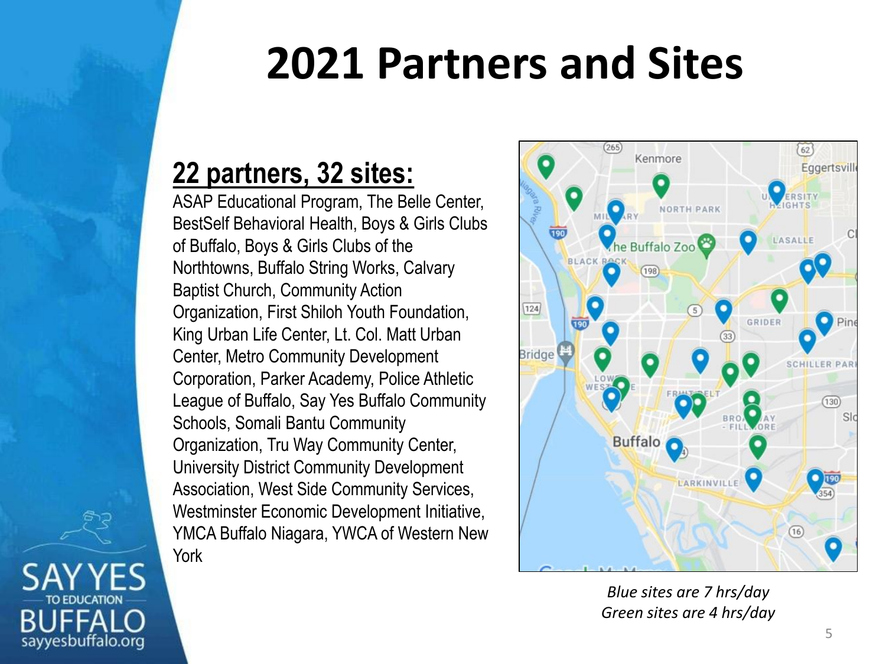# 2021 Partners and Sites

## 22 partners, 32 sites:

ASAP Educational Program, The Belle Center, BestSelf Behavioral Health, Boys & Girls Clubs of Buffalo, Boys & Girls Clubs of the Northtowns, Buffalo String Works, Calvary Baptist Church, Community Action Organization, First Shiloh Youth Foundation, King Urban Life Center, Lt. Col. Matt Urban Center, Metro Community Development Corporation, Parker Academy, Police Athletic League of Buffalo, Say Yes Buffalo Community Schools, Somali Bantu Community Organization, Tru Way Community Center, University District Community Development Association, West Side Community Services, Westminster Economic Development Initiative, YMCA Buffalo Niagara, YWCA of Western New York

*Blue sites are 7 hrs/day*
*Green sites are 4 hrs/day*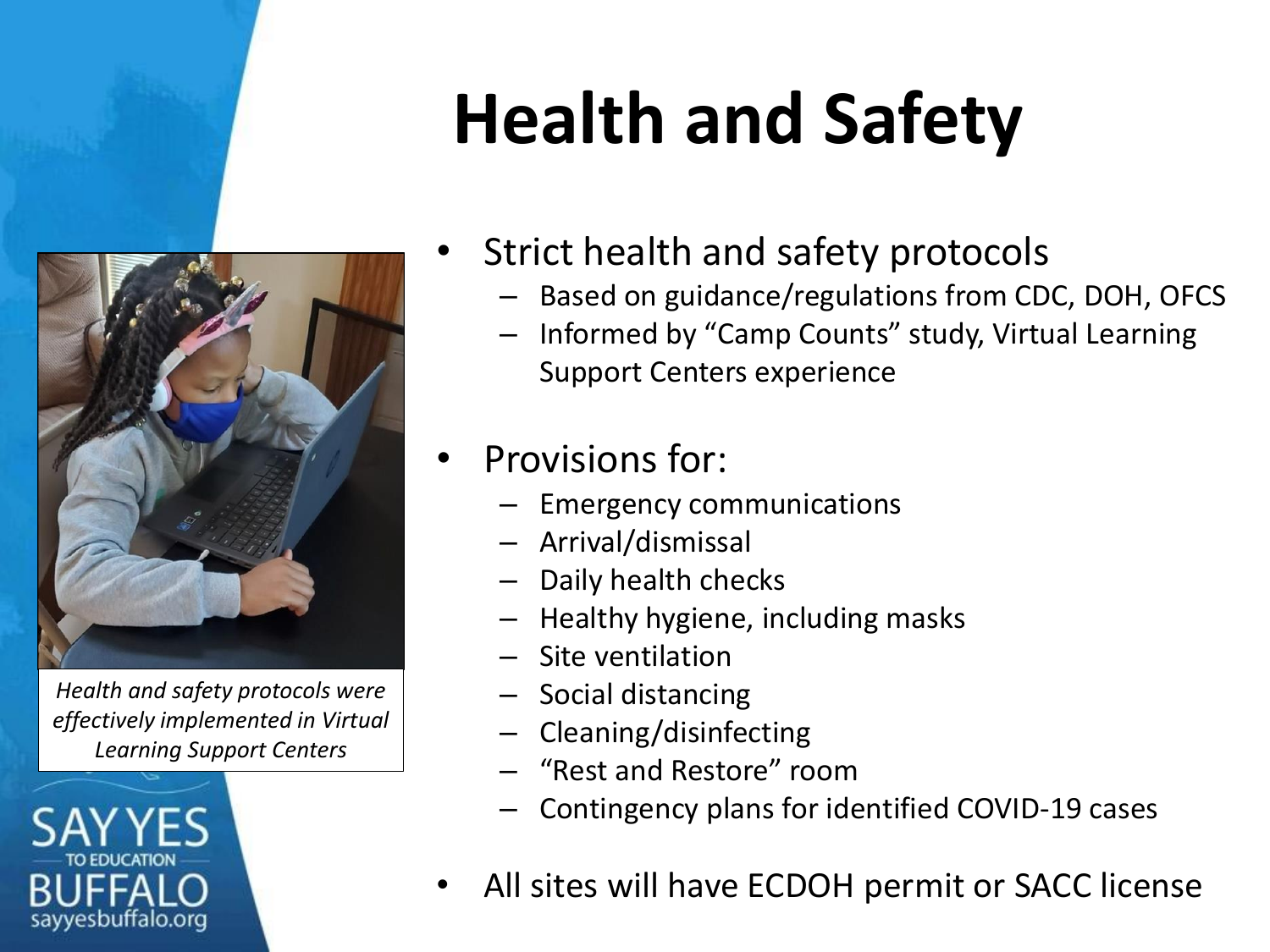# Health and Safety

- Strict health and safety protocols
  - Based on guidance/regulations from CDC, DOH, OFCS
  - Informed by "Camp Counts" study, Virtual Learning Support Centers experience
- Provisions for:
  - Emergency communications
  - Arrival/dismissal
  - Daily health checks
  - Healthy hygiene, including masks
  - Site ventilation
  - Social distancing
  - Cleaning/disinfecting
  - "Rest and Restore" room
  - Contingency plans for identified COVID-19 cases
- All sites will have ECDOH permit or SACC license

*Health and safety protocols were effectively implemented in Virtual Learning Support Centers*

SAY YES TO EDUCATION BUFFALO
sayyesbuffalo.org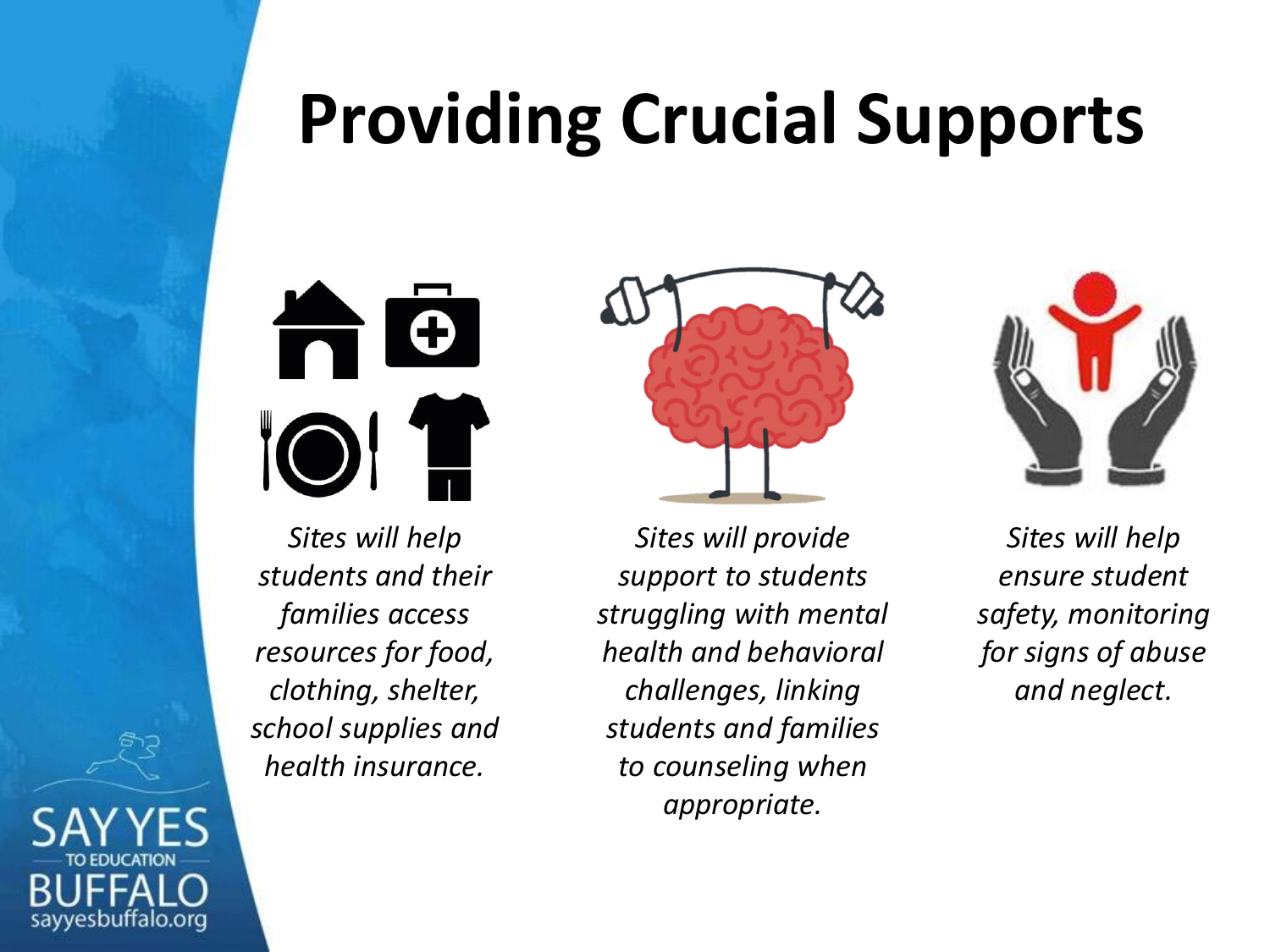# Providing Crucial Supports

*Sites will help students and their families access resources for food, clothing, shelter, school supplies and health insurance.*

*Sites will provide support to students struggling with mental health and behavioral challenges, linking students and families to counseling when appropriate.*

*Sites will help ensure student safety, monitoring for signs of abuse and neglect.*

SAY YES TO EDUCATION BUFFALO
sayyesbuffalo.org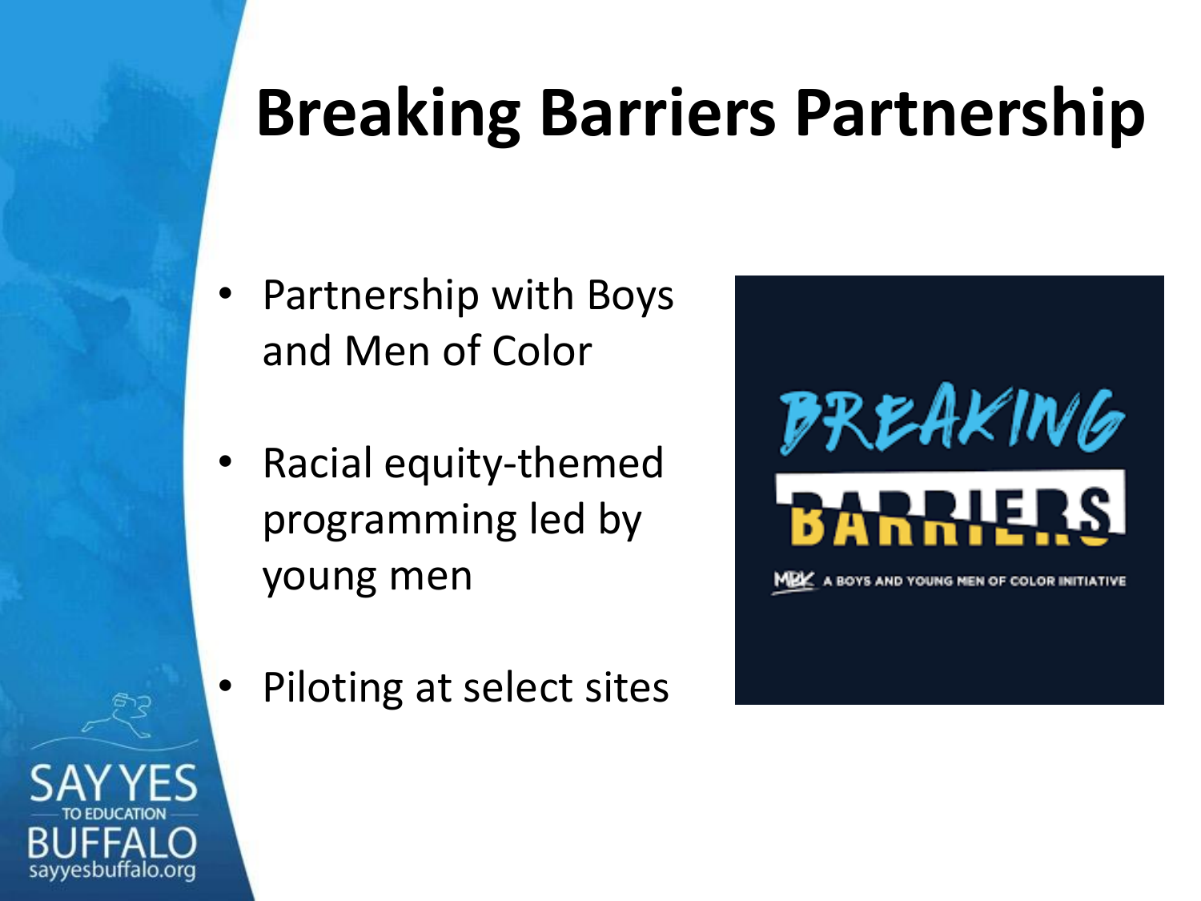# Breaking Barriers Partnership

- Partnership with Boys and Men of Color
- Racial equity-themed programming led by young men
- Piloting at select sites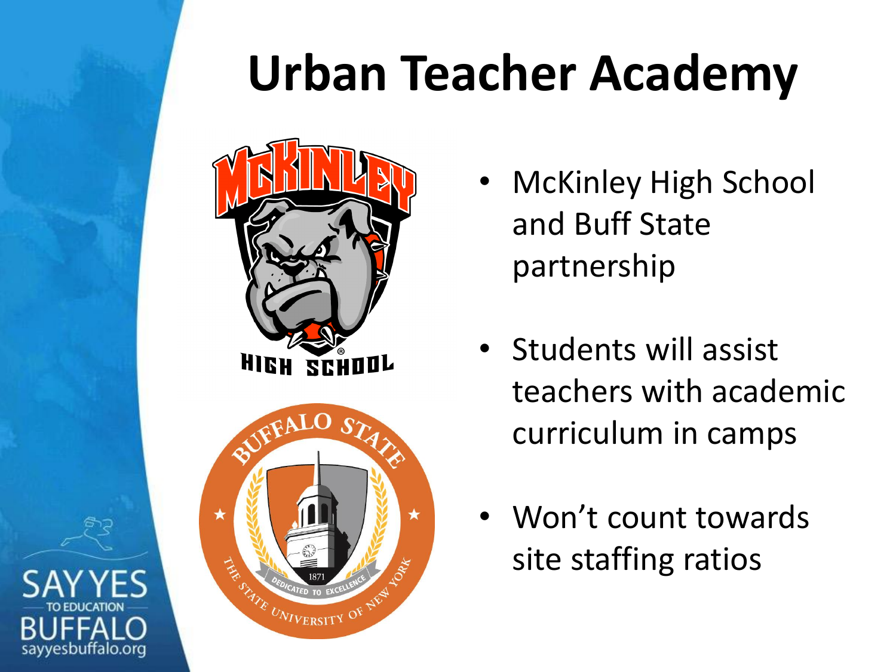# Urban Teacher Academy

- McKinley High School and Buff State partnership
- Students will assist teachers with academic curriculum in camps
- Won't count towards site staffing ratios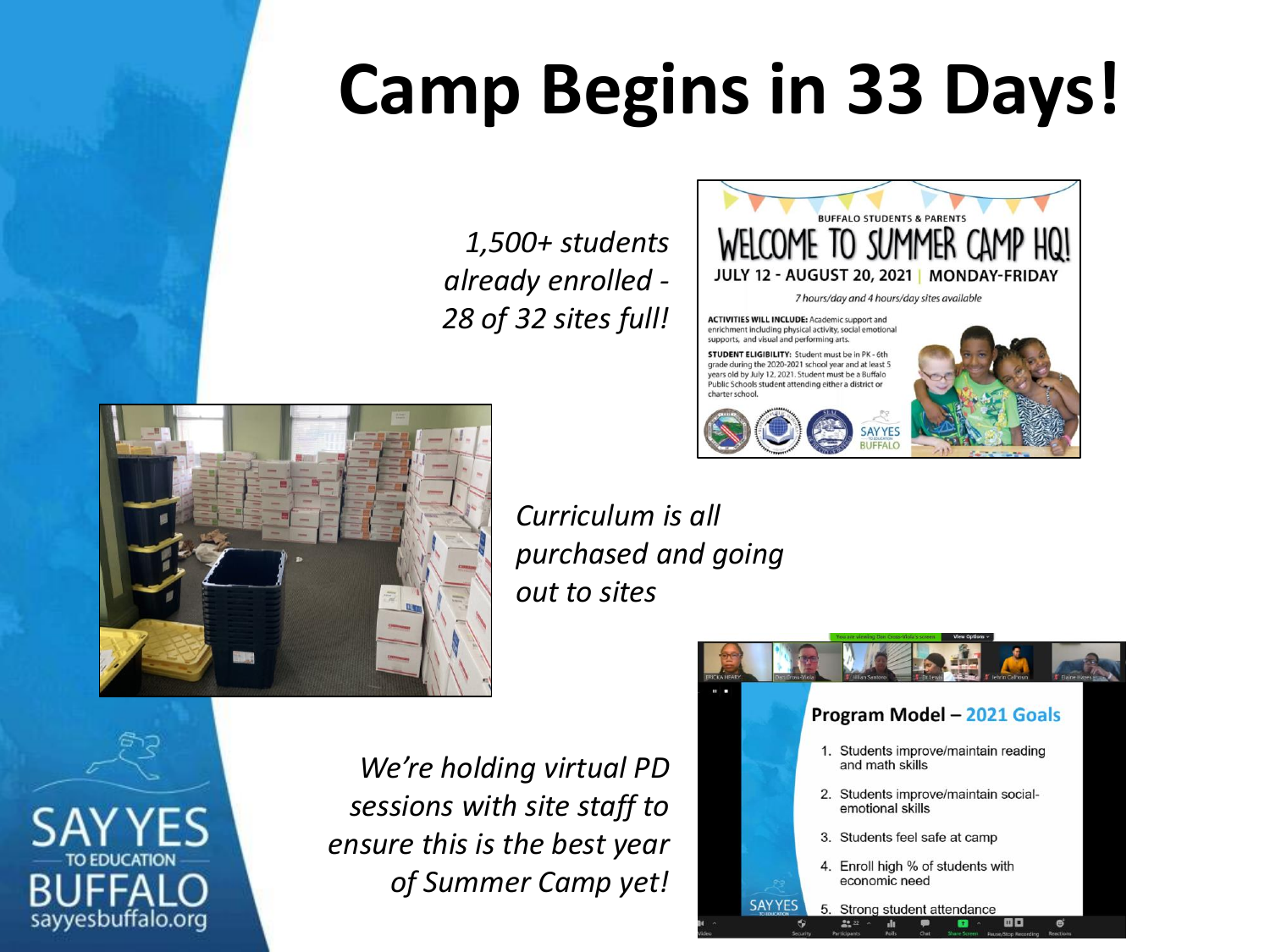# Camp Begins in 33 Days!

*1,500+ students already enrolled - 28 of 32 sites full!*

*Curriculum is all purchased and going out to sites*

*We're holding virtual PD sessions with site staff to ensure this is the best year of Summer Camp yet!*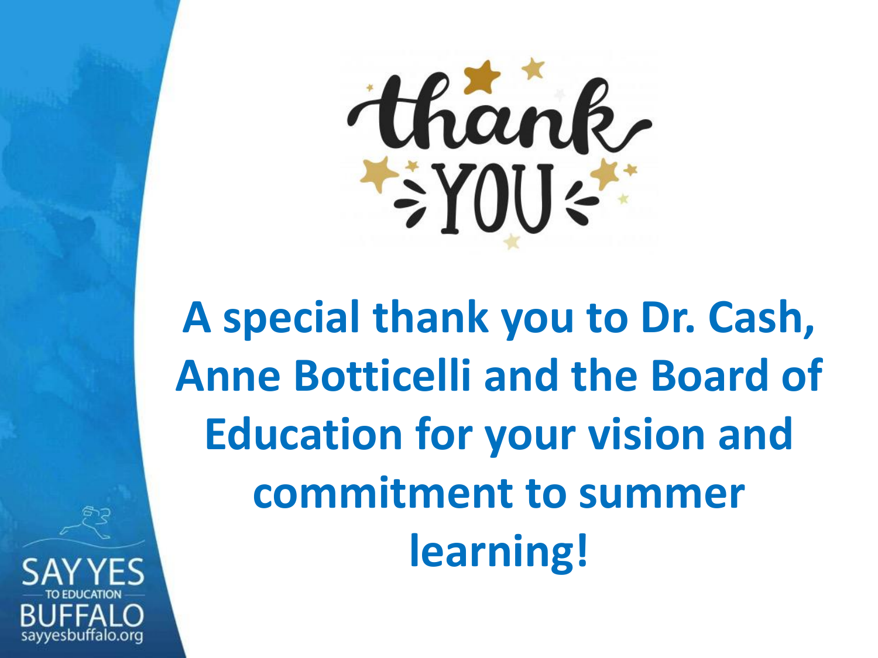# thank YOU

**A special thank you to Dr. Cash, Anne Botticelli and the Board of Education for your vision and commitment to summer learning!**

SAY YES TO EDUCATION BUFFALO

sayyesbuffalo.org